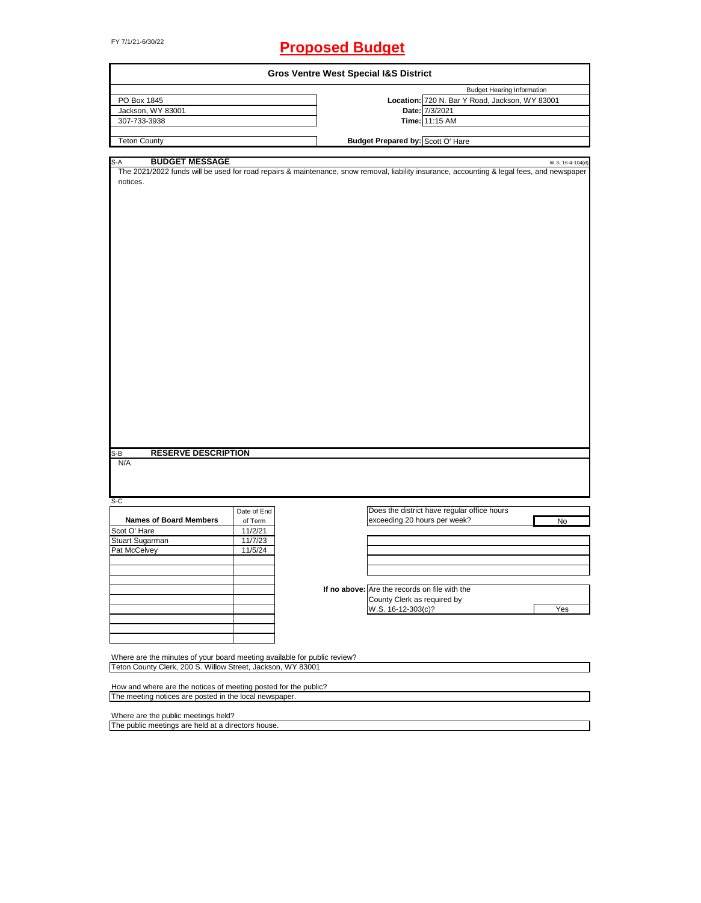FY 7/1/21-6/30/22

# Proposed Budget

## Gros Ventre West Special I&S District

| | Budget Hearing Information |
|---|---|
| PO Box 1845 | **Location:** 720 N. Bar Y Road, Jackson, WY 83001 |
| Jackson, WY 83001 | **Date:** 7/3/2021 |
| 307-733-3938 | **Time:** 11:15 AM |
| Teton County | **Budget Prepared by:** Scott O' Hare |

S-A **BUDGET MESSAGE** W.S. 16-4-104(d)

The 2021/2022 funds will be used for road repairs & maintenance, snow removal, liability insurance, accounting & legal fees, and newspaper notices.

S-B **RESERVE DESCRIPTION**

N/A

S-C

| Names of Board Members | Date of End of Term |
|---|---|
| Scot O' Hare | 11/2/21 |
| Stuart Sugarman | 11/7/23 |
| Pat McCelvey | 11/5/24 |

Does the district have regular office hours exceeding 20 hours per week? **No**

If no above: Are the records on file with the County Clerk as required by W.S. 16-12-303(c)? **Yes**

Where are the minutes of your board meeting available for public review?
Teton County Clerk, 200 S. Willow Street, Jackson, WY 83001

How and where are the notices of meeting posted for the public?
The meeting notices are posted in the local newspaper.

Where are the public meetings held?
The public meetings are held at a directors house.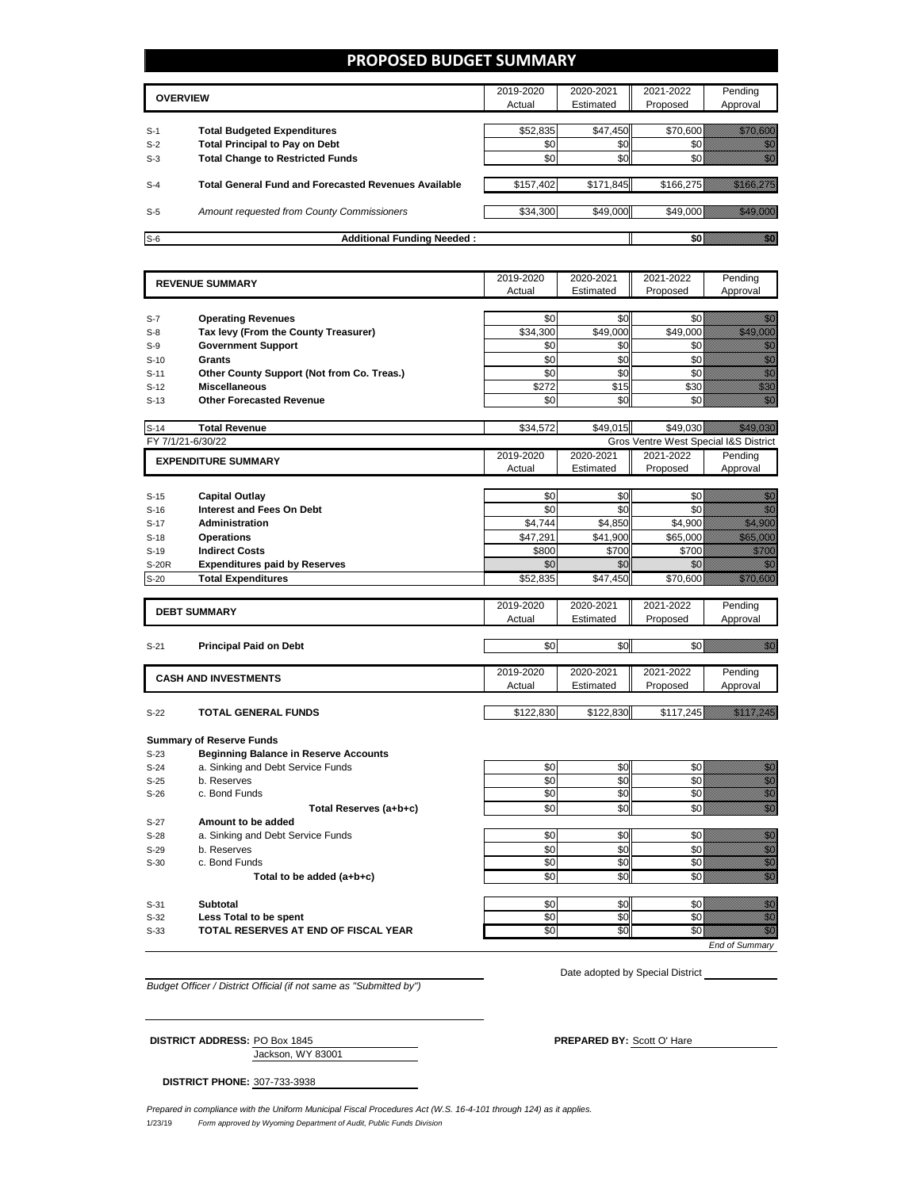# PROPOSED BUDGET SUMMARY

| | OVERVIEW | 2019-2020 Actual | 2020-2021 Estimated | 2021-2022 Proposed | Pending Approval |
|---|---|---|---|---|---|
| S-1 | **Total Budgeted Expenditures** | $52,835 | $47,450 | $70,600 | $70,600 |
| S-2 | **Total Principal to Pay on Debt** | $0 | $0 | $0 | $0 |
| S-3 | **Total Change to Restricted Funds** | $0 | $0 | $0 | $0 |
| S-4 | **Total General Fund and Forecasted Revenues Available** | $157,402 | $171,845 | $166,275 | $166,275 |
| S-5 | *Amount requested from County Commissioners* | $34,300 | $49,000 | $49,000 | $49,000 |
| S-6 | **Additional Funding Needed :** | | | **$0** | $0 |

| | REVENUE SUMMARY | 2019-2020 Actual | 2020-2021 Estimated | 2021-2022 Proposed | Pending Approval |
|---|---|---|---|---|---|
| S-7 | **Operating Revenues** | $0 | $0 | $0 | $0 |
| S-8 | **Tax levy (From the County Treasurer)** | $34,300 | $49,000 | $49,000 | $49,000 |
| S-9 | **Government Support** | $0 | $0 | $0 | $0 |
| S-10 | **Grants** | $0 | $0 | $0 | $0 |
| S-11 | **Other County Support (Not from Co. Treas.)** | $0 | $0 | $0 | $0 |
| S-12 | **Miscellaneous** | $272 | $15 | $30 | $30 |
| S-13 | **Other Forecasted Revenue** | $0 | $0 | $0 | $0 |
| S-14 | **Total Revenue** | $34,572 | $49,015 | $49,030 | $49,030 |

FY 7/1/21-6/30/22 — Gros Ventre West Special I&S District

| | EXPENDITURE SUMMARY | 2019-2020 Actual | 2020-2021 Estimated | 2021-2022 Proposed | Pending Approval |
|---|---|---|---|---|---|
| S-15 | **Capital Outlay** | $0 | $0 | $0 | $0 |
| S-16 | **Interest and Fees On Debt** | $0 | $0 | $0 | $0 |
| S-17 | **Administration** | $4,744 | $4,850 | $4,900 | $4,900 |
| S-18 | **Operations** | $47,291 | $41,900 | $65,000 | $65,000 |
| S-19 | **Indirect Costs** | $800 | $700 | $700 | $700 |
| S-20R | **Expenditures paid by Reserves** | $0 | $0 | $0 | $0 |
| S-20 | **Total Expenditures** | $52,835 | $47,450 | $70,600 | $70,600 |

| | DEBT SUMMARY | 2019-2020 Actual | 2020-2021 Estimated | 2021-2022 Proposed | Pending Approval |
|---|---|---|---|---|---|
| S-21 | **Principal Paid on Debt** | $0 | $0 | $0 | $0 |

| | CASH AND INVESTMENTS | 2019-2020 Actual | 2020-2021 Estimated | 2021-2022 Proposed | Pending Approval |
|---|---|---|---|---|---|
| S-22 | **TOTAL GENERAL FUNDS** | $122,830 | $122,830 | $117,245 | $117,245 |

**Summary of Reserve Funds**

| | | 2019-2020 Actual | 2020-2021 Estimated | 2021-2022 Proposed | Pending Approval |
|---|---|---|---|---|---|
| S-23 | **Beginning Balance in Reserve Accounts** | | | | |
| S-24 | a. Sinking and Debt Service Funds | $0 | $0 | $0 | $0 |
| S-25 | b. Reserves | $0 | $0 | $0 | $0 |
| S-26 | c. Bond Funds | $0 | $0 | $0 | $0 |
| | **Total Reserves (a+b+c)** | $0 | $0 | $0 | $0 |
| S-27 | **Amount to be added** | | | | |
| S-28 | a. Sinking and Debt Service Funds | $0 | $0 | $0 | $0 |
| S-29 | b. Reserves | $0 | $0 | $0 | $0 |
| S-30 | c. Bond Funds | $0 | $0 | $0 | $0 |
| | **Total to be added (a+b+c)** | $0 | $0 | $0 | $0 |
| S-31 | **Subtotal** | $0 | $0 | $0 | $0 |
| S-32 | **Less Total to be spent** | $0 | $0 | $0 | $0 |
| S-33 | **TOTAL RESERVES AT END OF FISCAL YEAR** | $0 | $0 | $0 | $0 |

*End of Summary*

*Budget Officer / District Official (if not same as "Submitted by")*

Date adopted by Special District

**DISTRICT ADDRESS:** PO Box 1845
Jackson, WY 83001

**PREPARED BY:** Scott O' Hare

**DISTRICT PHONE:** 307-733-3938

*Prepared in compliance with the Uniform Municipal Fiscal Procedures Act (W.S. 16-4-101 through 124) as it applies.*

1/23/19 *Form approved by Wyoming Department of Audit, Public Funds Division*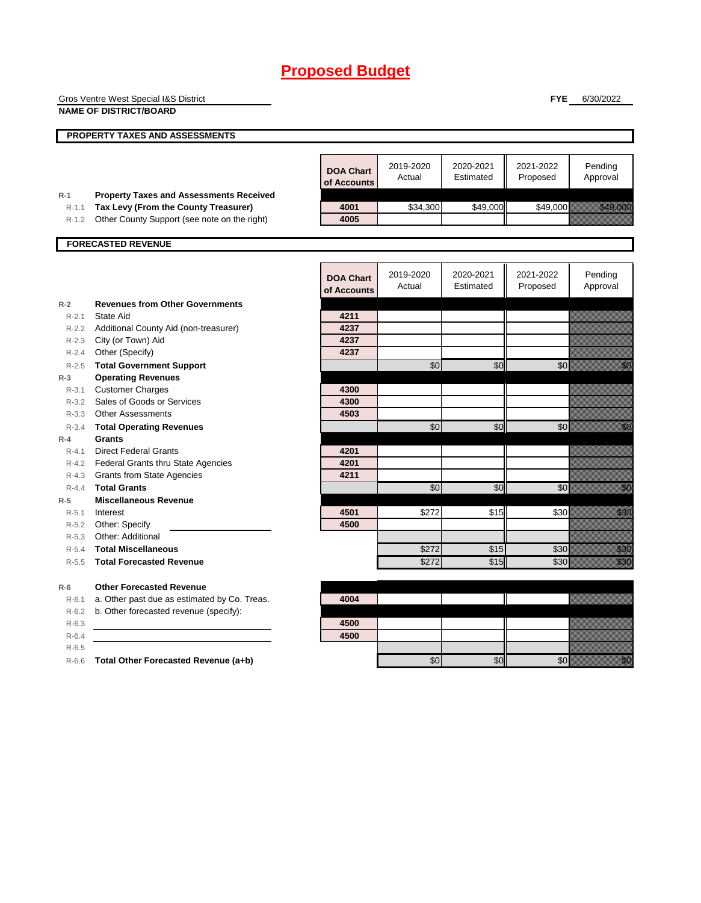# Proposed Budget

Gros Ventre West Special I&S District
**NAME OF DISTRICT/BOARD**

**FYE** 6/30/2022

## PROPERTY TAXES AND ASSESSMENTS

| | | DOA Chart of Accounts | 2019-2020 Actual | 2020-2021 Estimated | 2021-2022 Proposed | Pending Approval |
|---|---|---|---|---|---|---|
| R-1 | **Property Taxes and Assessments Received** | | | | | |
| R-1.1 | **Tax Levy (From the County Treasurer)** | 4001 | $34,300 | $49,000 | $49,000 | $49,000 |
| R-1.2 | Other County Support (see note on the right) | 4005 | | | | |

## FORECASTED REVENUE

| | | DOA Chart of Accounts | 2019-2020 Actual | 2020-2021 Estimated | 2021-2022 Proposed | Pending Approval |
|---|---|---|---|---|---|---|
| R-2 | **Revenues from Other Governments** | | | | | |
| R-2.1 | State Aid | 4211 | | | | |
| R-2.2 | Additional County Aid (non-treasurer) | 4237 | | | | |
| R-2.3 | City (or Town) Aid | 4237 | | | | |
| R-2.4 | Other (Specify) | 4237 | | | | |
| R-2.5 | **Total Government Support** | | $0 | $0 | $0 | $0 |
| R-3 | **Operating Revenues** | | | | | |
| R-3.1 | Customer Charges | 4300 | | | | |
| R-3.2 | Sales of Goods or Services | 4300 | | | | |
| R-3.3 | Other Assessments | 4503 | | | | |
| R-3.4 | **Total Operating Revenues** | | $0 | $0 | $0 | $0 |
| R-4 | **Grants** | | | | | |
| R-4.1 | Direct Federal Grants | 4201 | | | | |
| R-4.2 | Federal Grants thru State Agencies | 4201 | | | | |
| R-4.3 | Grants from State Agencies | 4211 | | | | |
| R-4.4 | **Total Grants** | | $0 | $0 | $0 | $0 |
| R-5 | **Miscellaneous Revenue** | | | | | |
| R-5.1 | Interest | 4501 | $272 | $15 | $30 | $30 |
| R-5.2 | Other: Specify | 4500 | | | | |
| R-5.3 | Other: Additional | | | | | |
| R-5.4 | **Total Miscellaneous** | | $272 | $15 | $30 | $30 |
| R-5.5 | **Total Forecasted Revenue** | | $272 | $15 | $30 | $30 |

| | | DOA Chart of Accounts | 2019-2020 Actual | 2020-2021 Estimated | 2021-2022 Proposed | Pending Approval |
|---|---|---|---|---|---|---|
| R-6 | **Other Forecasted Revenue** | | | | | |
| R-6.1 | a. Other past due as estimated by Co. Treas. | 4004 | | | | |
| R-6.2 | b. Other forecasted revenue (specify): | | | | | |
| R-6.3 | | 4500 | | | | |
| R-6.4 | | 4500 | | | | |
| R-6.5 | | | | | | |
| R-6.6 | **Total Other Forecasted Revenue (a+b)** | | $0 | $0 | $0 | $0 |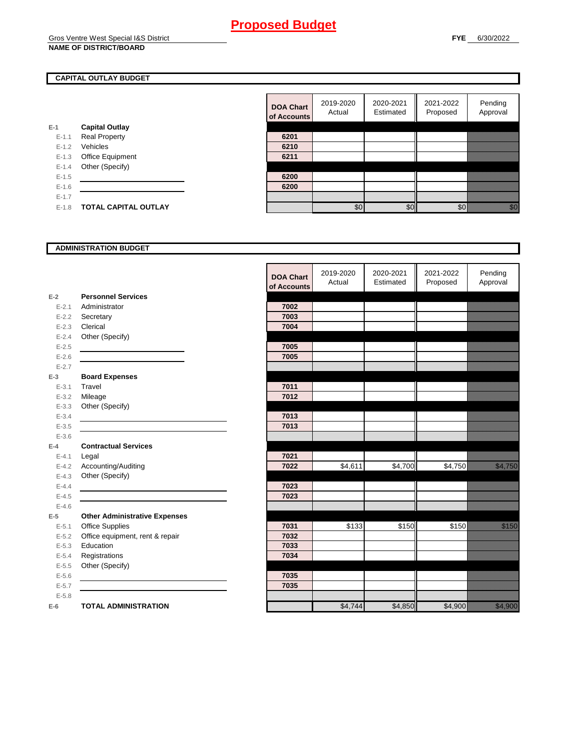# Proposed Budget

Gros Ventre West Special I&S District
**NAME OF DISTRICT/BOARD**

**FYE** 6/30/2022

## CAPITAL OUTLAY BUDGET

| | | DOA Chart of Accounts | 2019-2020 Actual | 2020-2021 Estimated | 2021-2022 Proposed | Pending Approval |
|---|---|---|---|---|---|---|
| E-1 | **Capital Outlay** | | | | | |
| E-1.1 | Real Property | 6201 | | | | |
| E-1.2 | Vehicles | 6210 | | | | |
| E-1.3 | Office Equipment | 6211 | | | | |
| E-1.4 | Other (Specify) | | | | | |
| E-1.5 | | 6200 | | | | |
| E-1.6 | | 6200 | | | | |
| E-1.7 | | | | | | |
| E-1.8 | **TOTAL CAPITAL OUTLAY** | | $0 | $0 | $0 | $0 |

## ADMINISTRATION BUDGET

| | | DOA Chart of Accounts | 2019-2020 Actual | 2020-2021 Estimated | 2021-2022 Proposed | Pending Approval |
|---|---|---|---|---|---|---|
| E-2 | **Personnel Services** | | | | | |
| E-2.1 | Administrator | 7002 | | | | |
| E-2.2 | Secretary | 7003 | | | | |
| E-2.3 | Clerical | 7004 | | | | |
| E-2.4 | Other (Specify) | | | | | |
| E-2.5 | | 7005 | | | | |
| E-2.6 | | 7005 | | | | |
| E-2.7 | | | | | | |
| E-3 | **Board Expenses** | | | | | |
| E-3.1 | Travel | 7011 | | | | |
| E-3.2 | Mileage | 7012 | | | | |
| E-3.3 | Other (Specify) | | | | | |
| E-3.4 | | 7013 | | | | |
| E-3.5 | | 7013 | | | | |
| E-3.6 | | | | | | |
| E-4 | **Contractual Services** | | | | | |
| E-4.1 | Legal | 7021 | | | | |
| E-4.2 | Accounting/Auditing | 7022 | $4,611 | $4,700 | $4,750 | $4,750 |
| E-4.3 | Other (Specify) | | | | | |
| E-4.4 | | 7023 | | | | |
| E-4.5 | | 7023 | | | | |
| E-4.6 | | | | | | |
| E-5 | **Other Administrative Expenses** | | | | | |
| E-5.1 | Office Supplies | 7031 | $133 | $150 | $150 | $150 |
| E-5.2 | Office equipment, rent & repair | 7032 | | | | |
| E-5.3 | Education | 7033 | | | | |
| E-5.4 | Registrations | 7034 | | | | |
| E-5.5 | Other (Specify) | | | | | |
| E-5.6 | | 7035 | | | | |
| E-5.7 | | 7035 | | | | |
| E-5.8 | | | | | | |
| E-6 | **TOTAL ADMINISTRATION** | | $4,744 | $4,850 | $4,900 | $4,900 |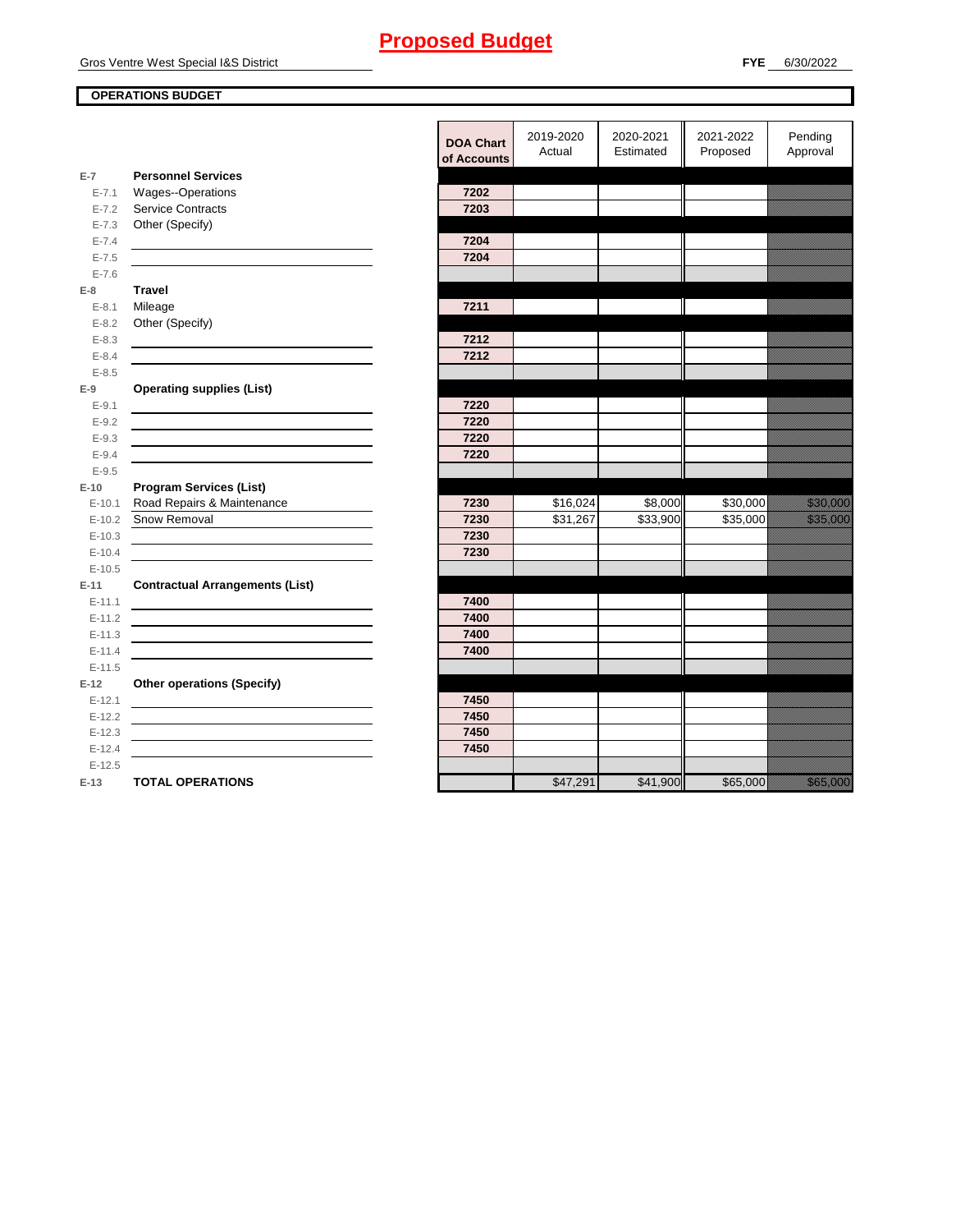# Proposed Budget

Gros Ventre West Special I&S District

**FYE** 6/30/2022

**OPERATIONS BUDGET**

| | | DOA Chart of Accounts | 2019-2020 Actual | 2020-2021 Estimated | 2021-2022 Proposed | Pending Approval |
|---|---|---|---|---|---|---|
| **E-7** | **Personnel Services** | | | | | |
| E-7.1 | Wages--Operations | 7202 | | | | |
| E-7.2 | Service Contracts | 7203 | | | | |
| E-7.3 | Other (Specify) | | | | | |
| E-7.4 | | 7204 | | | | |
| E-7.5 | | 7204 | | | | |
| E-7.6 | | | | | | |
| **E-8** | **Travel** | | | | | |
| E-8.1 | Mileage | 7211 | | | | |
| E-8.2 | Other (Specify) | | | | | |
| E-8.3 | | 7212 | | | | |
| E-8.4 | | 7212 | | | | |
| E-8.5 | | | | | | |
| **E-9** | **Operating supplies (List)** | | | | | |
| E-9.1 | | 7220 | | | | |
| E-9.2 | | 7220 | | | | |
| E-9.3 | | 7220 | | | | |
| E-9.4 | | 7220 | | | | |
| E-9.5 | | | | | | |
| **E-10** | **Program Services (List)** | | | | | |
| E-10.1 | Road Repairs & Maintenance | 7230 | $16,024 | $8,000 | $30,000 | $30,000 |
| E-10.2 | Snow Removal | 7230 | $31,267 | $33,900 | $35,000 | $35,000 |
| E-10.3 | | 7230 | | | | |
| E-10.4 | | 7230 | | | | |
| E-10.5 | | | | | | |
| **E-11** | **Contractual Arrangements (List)** | | | | | |
| E-11.1 | | 7400 | | | | |
| E-11.2 | | 7400 | | | | |
| E-11.3 | | 7400 | | | | |
| E-11.4 | | 7400 | | | | |
| E-11.5 | | | | | | |
| **E-12** | **Other operations (Specify)** | | | | | |
| E-12.1 | | 7450 | | | | |
| E-12.2 | | 7450 | | | | |
| E-12.3 | | 7450 | | | | |
| E-12.4 | | 7450 | | | | |
| E-12.5 | | | | | | |
| **E-13** | **TOTAL OPERATIONS** | | $47,291 | $41,900 | $65,000 | $65,000 |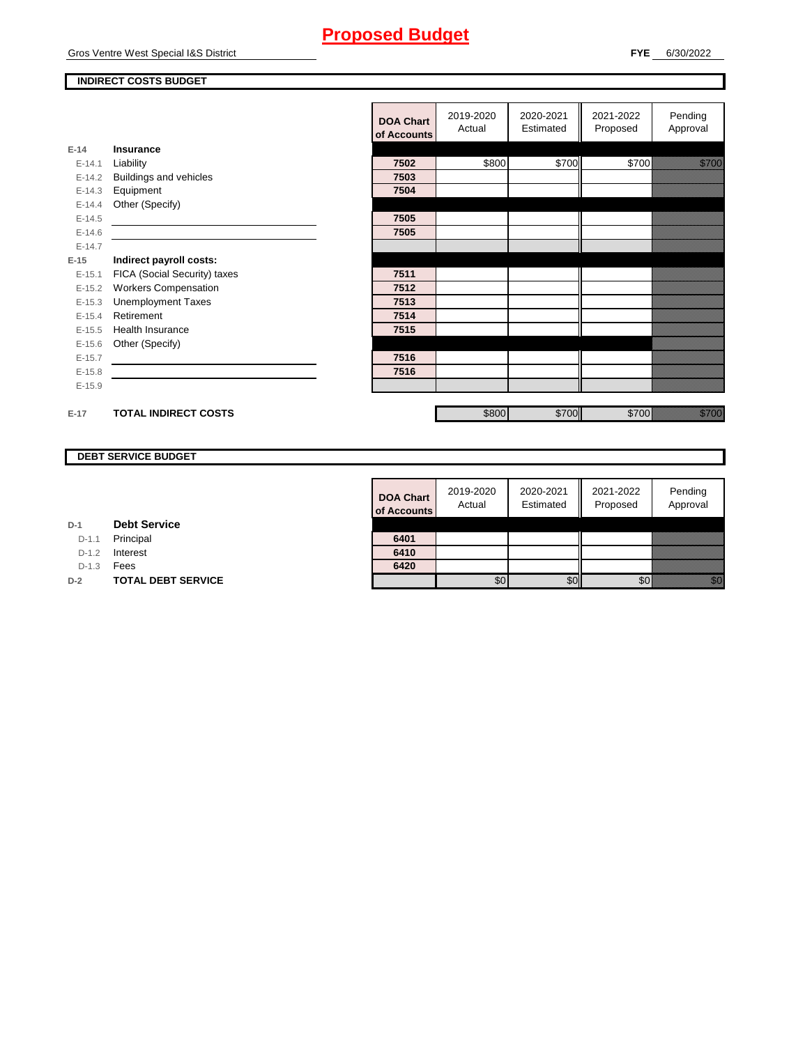# Proposed Budget

Gros Ventre West Special I&S District

**FYE** 6/30/2022

## INDIRECT COSTS BUDGET

| | | DOA Chart of Accounts | 2019-2020 Actual | 2020-2021 Estimated | 2021-2022 Proposed | Pending Approval |
|---|---|---|---|---|---|---|
| **E-14** | **Insurance** | | | | | |
| E-14.1 | Liability | **7502** | $800 | $700 | $700 | $700 |
| E-14.2 | Buildings and vehicles | **7503** | | | | |
| E-14.3 | Equipment | **7504** | | | | |
| E-14.4 | Other (Specify) | | | | | |
| E-14.5 | | **7505** | | | | |
| E-14.6 | | **7505** | | | | |
| E-14.7 | | | | | | |
| **E-15** | **Indirect payroll costs:** | | | | | |
| E-15.1 | FICA (Social Security) taxes | **7511** | | | | |
| E-15.2 | Workers Compensation | **7512** | | | | |
| E-15.3 | Unemployment Taxes | **7513** | | | | |
| E-15.4 | Retirement | **7514** | | | | |
| E-15.5 | Health Insurance | **7515** | | | | |
| E-15.6 | Other (Specify) | | | | | |
| E-15.7 | | **7516** | | | | |
| E-15.8 | | **7516** | | | | |
| E-15.9 | | | | | | |
| **E-17** | **TOTAL INDIRECT COSTS** | | $800 | $700 | $700 | $700 |

## DEBT SERVICE BUDGET

| | | DOA Chart of Accounts | 2019-2020 Actual | 2020-2021 Estimated | 2021-2022 Proposed | Pending Approval |
|---|---|---|---|---|---|---|
| **D-1** | **Debt Service** | | | | | |
| D-1.1 | Principal | **6401** | | | | |
| D-1.2 | Interest | **6410** | | | | |
| D-1.3 | Fees | **6420** | | | | |
| **D-2** | **TOTAL DEBT SERVICE** | | $0 | $0 | $0 | $0 |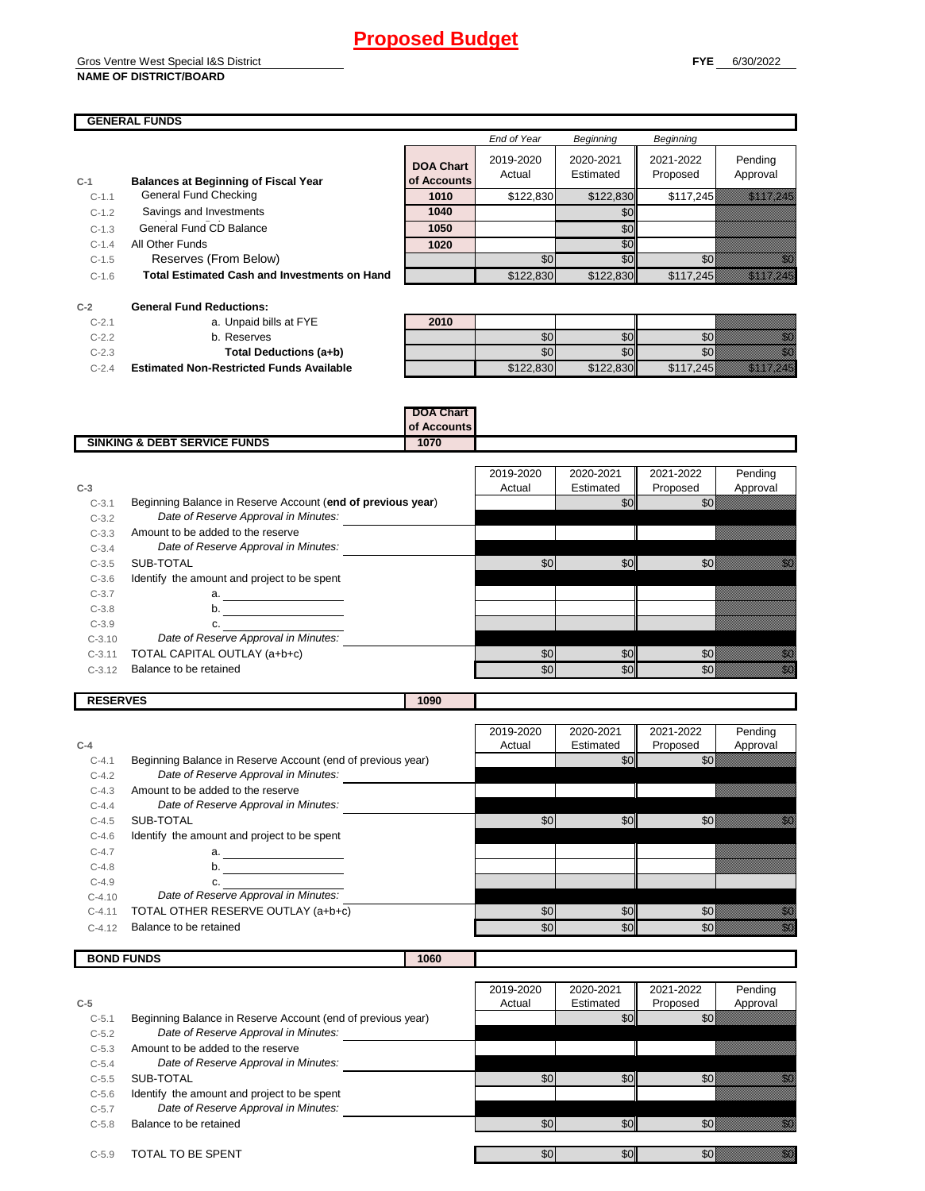# Proposed Budget

Gros Ventre West Special I&S District

**NAME OF DISTRICT/BOARD**

**FYE** 6/30/2022

## GENERAL FUNDS

| | | DOA Chart of Accounts | *End of Year* 2019-2020 Actual | *Beginning* 2020-2021 Estimated | *Beginning* 2021-2022 Proposed | Pending Approval |
|---|---|---|---|---|---|---|
| **C-1** | **Balances at Beginning of Fiscal Year** | | | | | |
| C-1.1 | General Fund Checking | 1010 | $122,830 | $122,830 | $117,245 | $117,245 |
| C-1.2 | Savings and Investments | 1040 | | $0 | | |
| C-1.3 | General Fund CD Balance | 1050 | | $0 | | |
| C-1.4 | All Other Funds | 1020 | | $0 | | |
| C-1.5 | Reserves (From Below) | | $0 | $0 | $0 | $0 |
| C-1.6 | **Total Estimated Cash and Investments on Hand** | | $122,830 | $122,830 | $117,245 | $117,245 |
| **C-2** | **General Fund Reductions:** | | | | | |
| C-2.1 | a. Unpaid bills at FYE | 2010 | | | | |
| C-2.2 | b. Reserves | | $0 | $0 | $0 | $0 |
| C-2.3 | **Total Deductions (a+b)** | | $0 | $0 | $0 | $0 |
| C-2.4 | **Estimated Non-Restricted Funds Available** | | $122,830 | $122,830 | $117,245 | $117,245 |

## SINKING & DEBT SERVICE FUNDS — DOA Chart of Accounts 1070

| **C-3** | | 2019-2020 Actual | 2020-2021 Estimated | 2021-2022 Proposed | Pending Approval |
|---|---|---|---|---|---|
| C-3.1 | Beginning Balance in Reserve Account (**end of previous year**) | | $0 | $0 | |
| C-3.2 | *Date of Reserve Approval in Minutes:* | | | | |
| C-3.3 | Amount to be added to the reserve | | | | |
| C-3.4 | *Date of Reserve Approval in Minutes:* | | | | |
| C-3.5 | SUB-TOTAL | $0 | $0 | $0 | $0 |
| C-3.6 | Identify the amount and project to be spent | | | | |
| C-3.7 | a. | | | | |
| C-3.8 | b. | | | | |
| C-3.9 | c. | | | | |
| C-3.10 | *Date of Reserve Approval in Minutes:* | | | | |
| C-3.11 | TOTAL CAPITAL OUTLAY (a+b+c) | $0 | $0 | $0 | $0 |
| C-3.12 | Balance to be retained | $0 | $0 | $0 | $0 |

## RESERVES — 1090

| **C-4** | | 2019-2020 Actual | 2020-2021 Estimated | 2021-2022 Proposed | Pending Approval |
|---|---|---|---|---|---|
| C-4.1 | Beginning Balance in Reserve Account (end of previous year) | | $0 | $0 | |
| C-4.2 | *Date of Reserve Approval in Minutes:* | | | | |
| C-4.3 | Amount to be added to the reserve | | | | |
| C-4.4 | *Date of Reserve Approval in Minutes:* | | | | |
| C-4.5 | SUB-TOTAL | $0 | $0 | $0 | $0 |
| C-4.6 | Identify the amount and project to be spent | | | | |
| C-4.7 | a. | | | | |
| C-4.8 | b. | | | | |
| C-4.9 | c. | | | | |
| C-4.10 | *Date of Reserve Approval in Minutes:* | | | | |
| C-4.11 | TOTAL OTHER RESERVE OUTLAY (a+b+c) | $0 | $0 | $0 | $0 |
| C-4.12 | Balance to be retained | $0 | $0 | $0 | $0 |

## BOND FUNDS — 1060

| **C-5** | | 2019-2020 Actual | 2020-2021 Estimated | 2021-2022 Proposed | Pending Approval |
|---|---|---|---|---|---|
| C-5.1 | Beginning Balance in Reserve Account (end of previous year) | | $0 | $0 | |
| C-5.2 | *Date of Reserve Approval in Minutes:* | | | | |
| C-5.3 | Amount to be added to the reserve | | | | |
| C-5.4 | *Date of Reserve Approval in Minutes:* | | | | |
| C-5.5 | SUB-TOTAL | $0 | $0 | $0 | $0 |
| C-5.6 | Identify the amount and project to be spent | | | | |
| C-5.7 | *Date of Reserve Approval in Minutes:* | | | | |
| C-5.8 | Balance to be retained | $0 | $0 | $0 | $0 |
| C-5.9 | TOTAL TO BE SPENT | $0 | $0 | $0 | $0 |